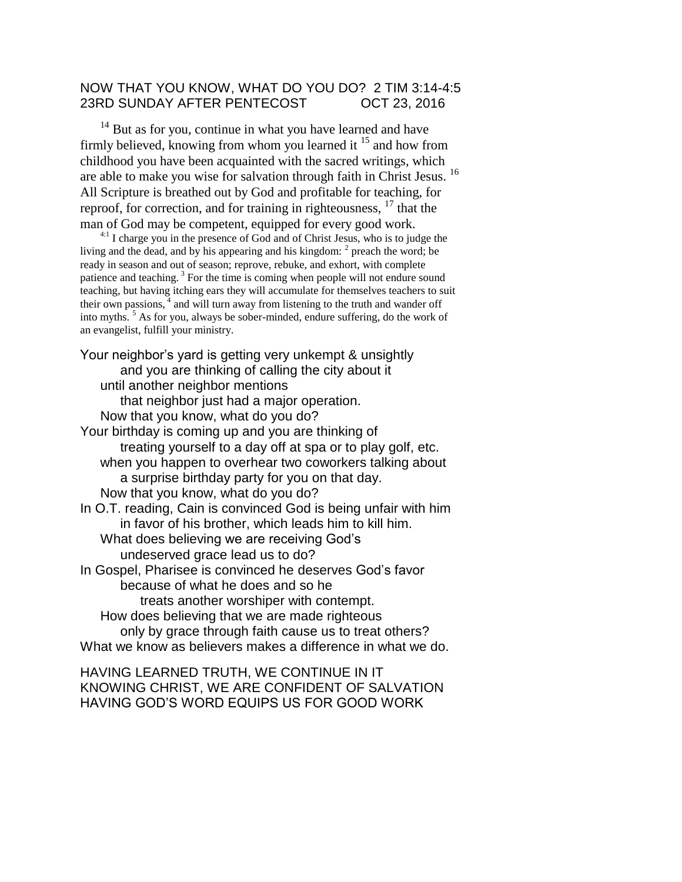# NOW THAT YOU KNOW, WHAT DO YOU DO? 2 TIM 3:14-4:5
## 23RD SUNDAY AFTER PENTECOST OCT 23, 2016

[14] But as for you, continue in what you have learned and have firmly believed, knowing from whom you learned it [15] and how from childhood you have been acquainted with the sacred writings, which are able to make you wise for salvation through faith in Christ Jesus. [16] All Scripture is breathed out by God and profitable for teaching, for reproof, for correction, and for training in righteousness, [17] that the man of God may be competent, equipped for every good work.

[4:1] I charge you in the presence of God and of Christ Jesus, who is to judge the living and the dead, and by his appearing and his kingdom: [2] preach the word; be ready in season and out of season; reprove, rebuke, and exhort, with complete patience and teaching. [3] For the time is coming when people will not endure sound teaching, but having itching ears they will accumulate for themselves teachers to suit their own passions, [4] and will turn away from listening to the truth and wander off into myths. [5] As for you, always be sober-minded, endure suffering, do the work of an evangelist, fulfill your ministry.

Your neighbor's yard is getting very unkempt & unsightly
and you are thinking of calling the city about it
until another neighbor mentions
that neighbor just had a major operation.
Now that you know, what do you do?
Your birthday is coming up and you are thinking of
treating yourself to a day off at spa or to play golf, etc.
when you happen to overhear two coworkers talking about
a surprise birthday party for you on that day.
Now that you know, what do you do?
In O.T. reading, Cain is convinced God is being unfair with him
in favor of his brother, which leads him to kill him.
What does believing we are receiving God's
undeserved grace lead us to do?
In Gospel, Pharisee is convinced he deserves God's favor
because of what he does and so he
treats another worshiper with contempt.
How does believing that we are made righteous
only by grace through faith cause us to treat others?
What we know as believers makes a difference in what we do.

HAVING LEARNED TRUTH, WE CONTINUE IN IT
KNOWING CHRIST, WE ARE CONFIDENT OF SALVATION
HAVING GOD'S WORD EQUIPS US FOR GOOD WORK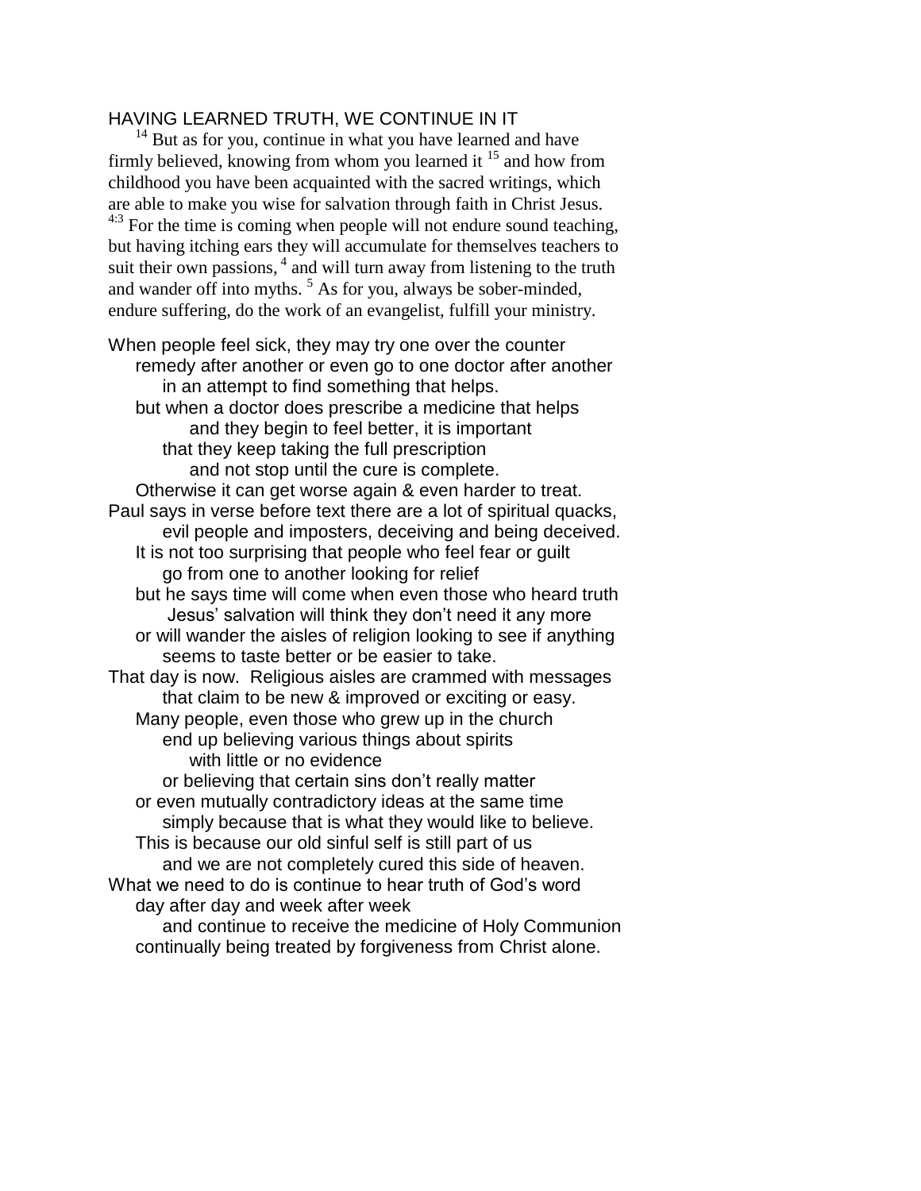HAVING LEARNED TRUTH, WE CONTINUE IN IT

[14] But as for you, continue in what you have learned and have firmly believed, knowing from whom you learned it [15] and how from childhood you have been acquainted with the sacred writings, which are able to make you wise for salvation through faith in Christ Jesus. [4:3] For the time is coming when people will not endure sound teaching, but having itching ears they will accumulate for themselves teachers to suit their own passions, [4] and will turn away from listening to the truth and wander off into myths. [5] As for you, always be sober-minded, endure suffering, do the work of an evangelist, fulfill your ministry.

When people feel sick, they may try one over the counter
remedy after another or even go to one doctor after another
in an attempt to find something that helps.
but when a doctor does prescribe a medicine that helps
and they begin to feel better, it is important
that they keep taking the full prescription
and not stop until the cure is complete.
Otherwise it can get worse again & even harder to treat.
Paul says in verse before text there are a lot of spiritual quacks,
evil people and imposters, deceiving and being deceived.
It is not too surprising that people who feel fear or guilt
go from one to another looking for relief
but he says time will come when even those who heard truth
Jesus' salvation will think they don't need it any more
or will wander the aisles of religion looking to see if anything
seems to taste better or be easier to take.
That day is now. Religious aisles are crammed with messages
that claim to be new & improved or exciting or easy.
Many people, even those who grew up in the church
end up believing various things about spirits
with little or no evidence
or believing that certain sins don't really matter
or even mutually contradictory ideas at the same time
simply because that is what they would like to believe.
This is because our old sinful self is still part of us
and we are not completely cured this side of heaven.
What we need to do is continue to hear truth of God's word
day after day and week after week
and continue to receive the medicine of Holy Communion
continually being treated by forgiveness from Christ alone.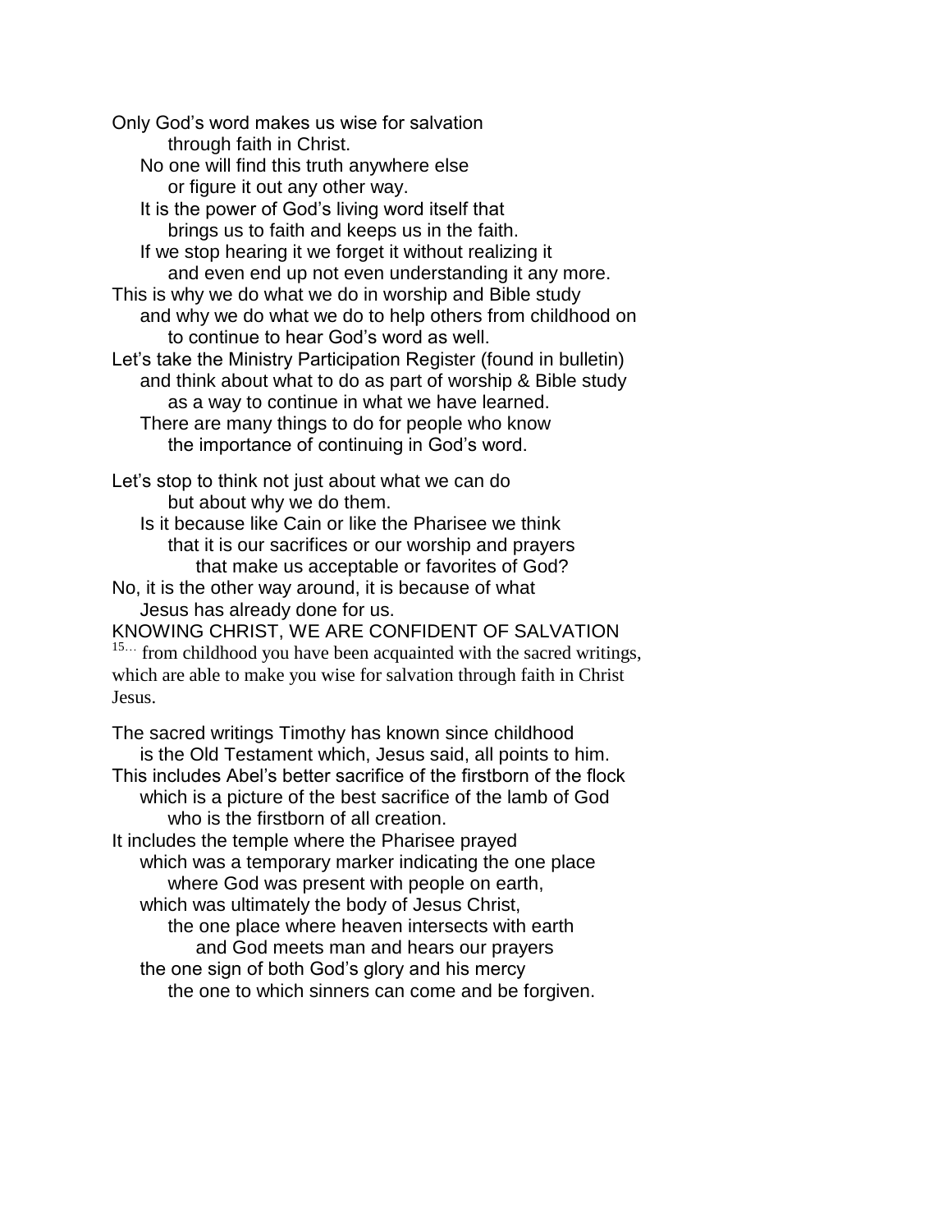Only God's word makes us wise for salvation
through faith in Christ.
No one will find this truth anywhere else
or figure it out any other way.
It is the power of God's living word itself that
brings us to faith and keeps us in the faith.
If we stop hearing it we forget it without realizing it
and even end up not even understanding it any more.
This is why we do what we do in worship and Bible study
and why we do what we do to help others from childhood on
to continue to hear God's word as well.
Let's take the Ministry Participation Register (found in bulletin)
and think about what to do as part of worship & Bible study
as a way to continue in what we have learned.
There are many things to do for people who know
the importance of continuing in God's word.

Let's stop to think not just about what we can do
but about why we do them.
Is it because like Cain or like the Pharisee we think
that it is our sacrifices or our worship and prayers
that make us acceptable or favorites of God?
No, it is the other way around, it is because of what
Jesus has already done for us.

KNOWING CHRIST, WE ARE CONFIDENT OF SALVATION

[15…] from childhood you have been acquainted with the sacred writings, which are able to make you wise for salvation through faith in Christ Jesus.

The sacred writings Timothy has known since childhood
is the Old Testament which, Jesus said, all points to him.
This includes Abel's better sacrifice of the firstborn of the flock
which is a picture of the best sacrifice of the lamb of God
who is the firstborn of all creation.
It includes the temple where the Pharisee prayed
which was a temporary marker indicating the one place
where God was present with people on earth,
which was ultimately the body of Jesus Christ,
the one place where heaven intersects with earth
and God meets man and hears our prayers
the one sign of both God's glory and his mercy
the one to which sinners can come and be forgiven.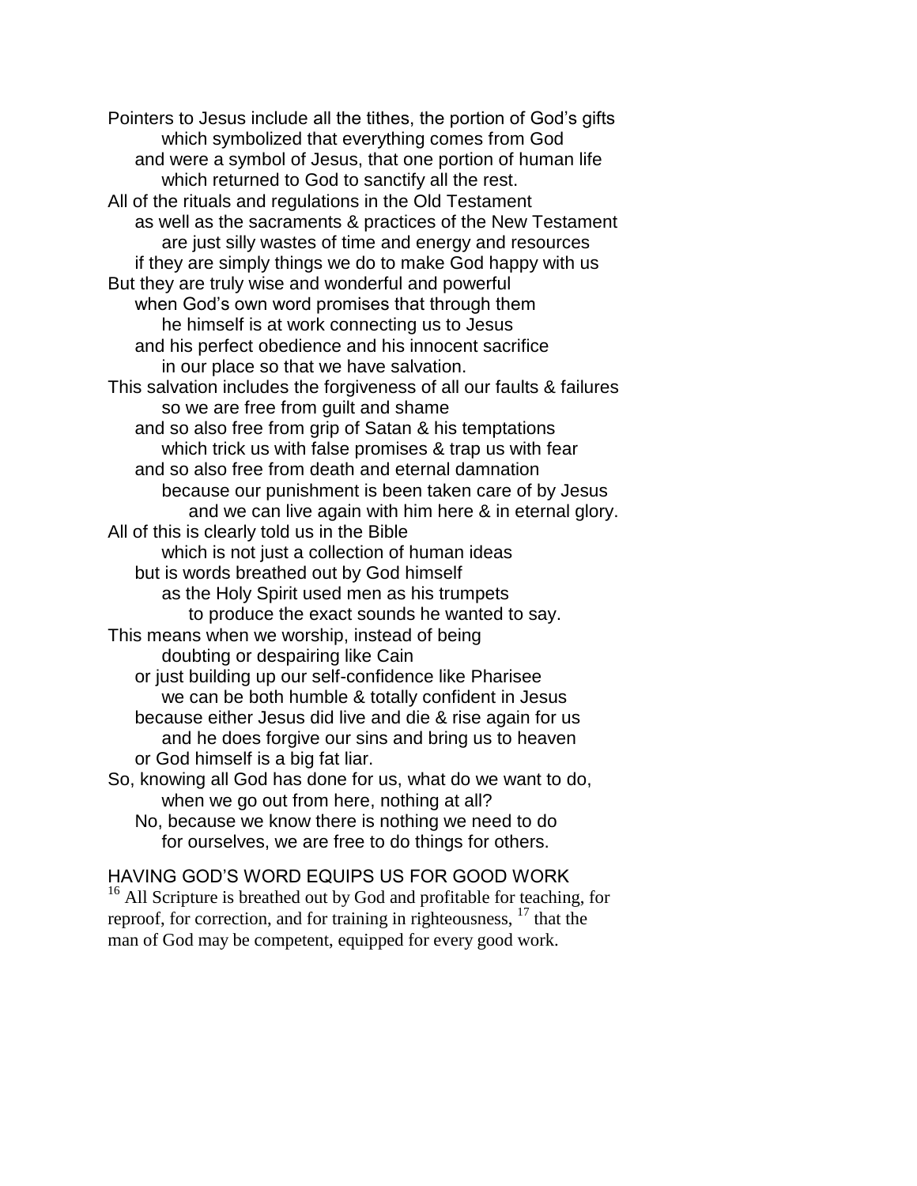Pointers to Jesus include all the tithes, the portion of God's gifts
which symbolized that everything comes from God
and were a symbol of Jesus, that one portion of human life
which returned to God to sanctify all the rest.
All of the rituals and regulations in the Old Testament
as well as the sacraments & practices of the New Testament
are just silly wastes of time and energy and resources
if they are simply things we do to make God happy with us
But they are truly wise and wonderful and powerful
when God's own word promises that through them
he himself is at work connecting us to Jesus
and his perfect obedience and his innocent sacrifice
in our place so that we have salvation.
This salvation includes the forgiveness of all our faults & failures
so we are free from guilt and shame
and so also free from grip of Satan & his temptations
which trick us with false promises & trap us with fear
and so also free from death and eternal damnation
because our punishment is been taken care of by Jesus
and we can live again with him here & in eternal glory.
All of this is clearly told us in the Bible
which is not just a collection of human ideas
but is words breathed out by God himself
as the Holy Spirit used men as his trumpets
to produce the exact sounds he wanted to say.
This means when we worship, instead of being
doubting or despairing like Cain
or just building up our self-confidence like Pharisee
we can be both humble & totally confident in Jesus
because either Jesus did live and die & rise again for us
and he does forgive our sins and bring us to heaven
or God himself is a big fat liar.
So, knowing all God has done for us, what do we want to do,
when we go out from here, nothing at all?
No, because we know there is nothing we need to do
for ourselves, we are free to do things for others.

## HAVING GOD'S WORD EQUIPS US FOR GOOD WORK

[16] All Scripture is breathed out by God and profitable for teaching, for reproof, for correction, and for training in righteousness, [17] that the man of God may be competent, equipped for every good work.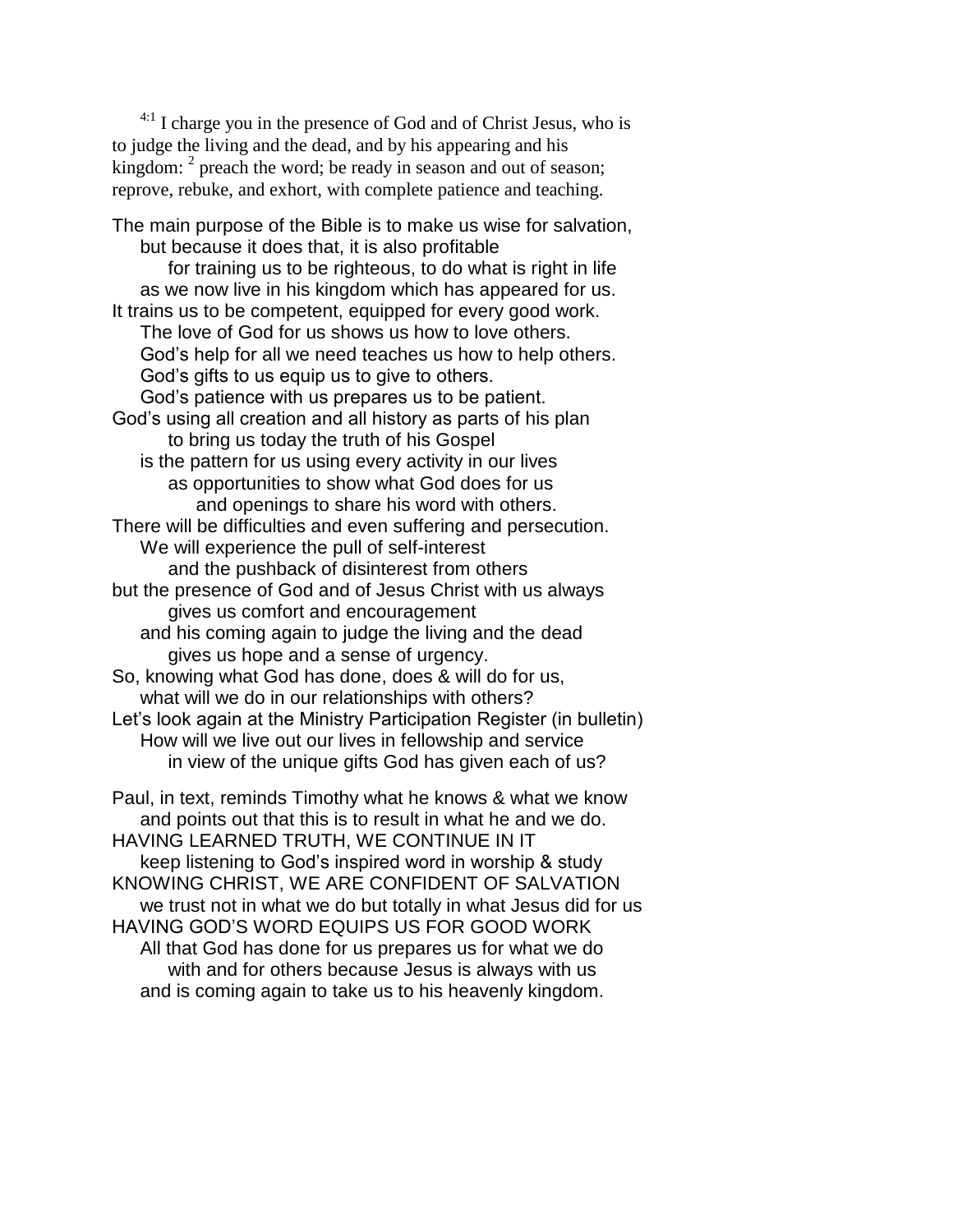[4:1] I charge you in the presence of God and of Christ Jesus, who is to judge the living and the dead, and by his appearing and his kingdom: [2] preach the word; be ready in season and out of season; reprove, rebuke, and exhort, with complete patience and teaching.

The main purpose of the Bible is to make us wise for salvation,
    but because it does that, it is also profitable
        for training us to be righteous, to do what is right in life
    as we now live in his kingdom which has appeared for us.
It trains us to be competent, equipped for every good work.
    The love of God for us shows us how to love others.
    God's help for all we need teaches us how to help others.
    God's gifts to us equip us to give to others.
    God's patience with us prepares us to be patient.
God's using all creation and all history as parts of his plan
        to bring us today the truth of his Gospel
    is the pattern for us using every activity in our lives
        as opportunities to show what God does for us
            and openings to share his word with others.
There will be difficulties and even suffering and persecution.
    We will experience the pull of self-interest
        and the pushback of disinterest from others
but the presence of God and of Jesus Christ with us always
        gives us comfort and encouragement
    and his coming again to judge the living and the dead
        gives us hope and a sense of urgency.
So, knowing what God has done, does & will do for us,
    what will we do in our relationships with others?
Let's look again at the Ministry Participation Register (in bulletin)
    How will we live out our lives in fellowship and service
        in view of the unique gifts God has given each of us?

Paul, in text, reminds Timothy what he knows & what we know
    and points out that this is to result in what he and we do.
HAVING LEARNED TRUTH, WE CONTINUE IN IT
    keep listening to God's inspired word in worship & study
KNOWING CHRIST, WE ARE CONFIDENT OF SALVATION
    we trust not in what we do but totally in what Jesus did for us
HAVING GOD'S WORD EQUIPS US FOR GOOD WORK
    All that God has done for us prepares us for what we do
        with and for others because Jesus is always with us
    and is coming again to take us to his heavenly kingdom.